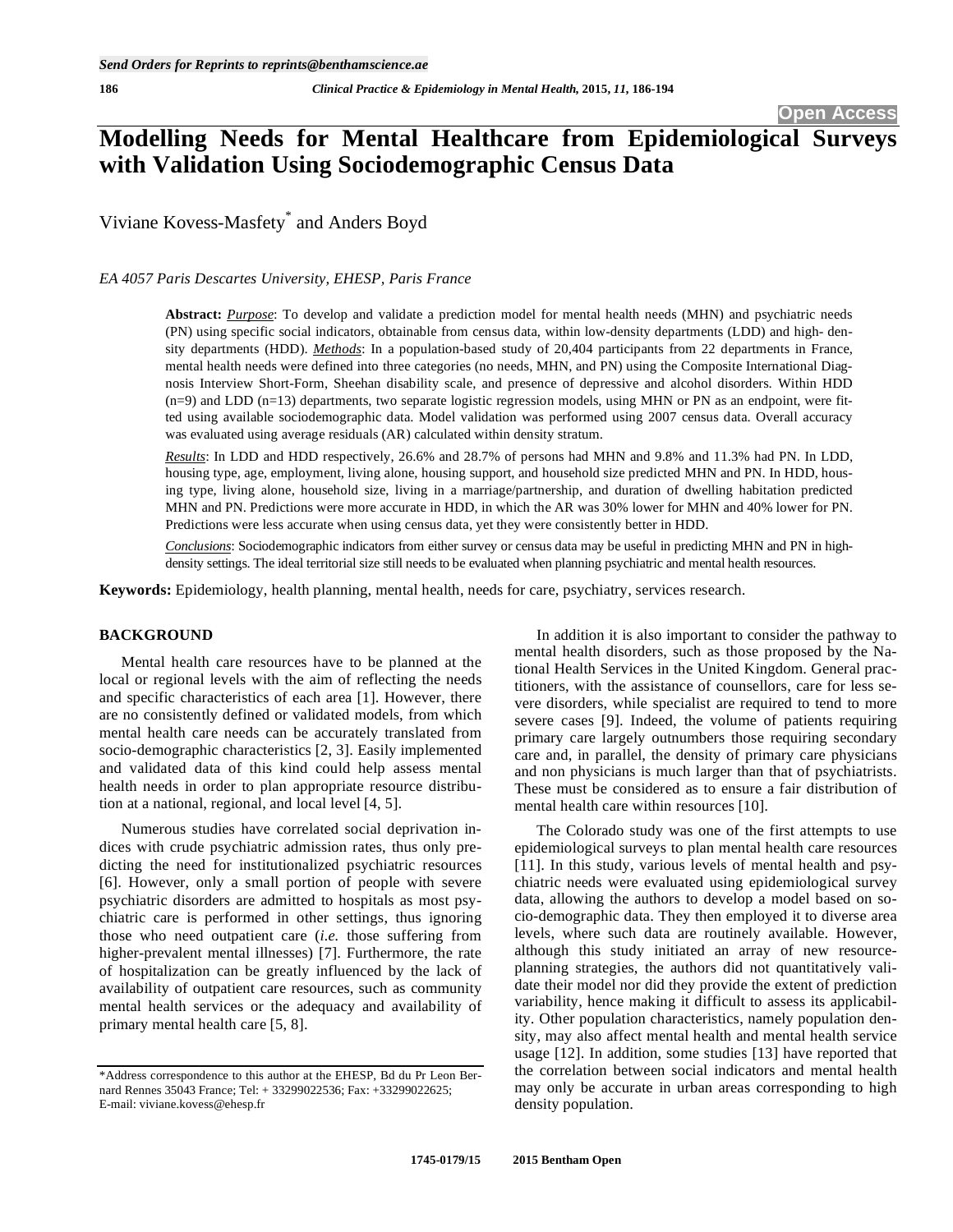# Modelling Needs for Mental Healthcare from Epidemiological Surveys with Validation Using Sociodemographic Census Data

Viviane Kovess-Masfety* and Anders Boyd

*EA 4057 Paris Descartes University, EHESP, Paris France*

**Abstract:** *Purpose*: To develop and validate a prediction model for mental health needs (MHN) and psychiatric needs (PN) using specific social indicators, obtainable from census data, within low-density departments (LDD) and high- density departments (HDD). *Methods*: In a population-based study of 20,404 participants from 22 departments in France, mental health needs were defined into three categories (no needs, MHN, and PN) using the Composite International Diagnosis Interview Short-Form, Sheehan disability scale, and presence of depressive and alcohol disorders. Within HDD (n=9) and LDD (n=13) departments, two separate logistic regression models, using MHN or PN as an endpoint, were fitted using available sociodemographic data. Model validation was performed using 2007 census data. Overall accuracy was evaluated using average residuals (AR) calculated within density stratum.

*Results*: In LDD and HDD respectively, 26.6% and 28.7% of persons had MHN and 9.8% and 11.3% had PN. In LDD, housing type, age, employment, living alone, housing support, and household size predicted MHN and PN. In HDD, housing type, living alone, household size, living in a marriage/partnership, and duration of dwelling habitation predicted MHN and PN. Predictions were more accurate in HDD, in which the AR was 30% lower for MHN and 40% lower for PN. Predictions were less accurate when using census data, yet they were consistently better in HDD.

*Conclusions*: Sociodemographic indicators from either survey or census data may be useful in predicting MHN and PN in high-density settings. The ideal territorial size still needs to be evaluated when planning psychiatric and mental health resources.

**Keywords:** Epidemiology, health planning, mental health, needs for care, psychiatry, services research.

## BACKGROUND

Mental health care resources have to be planned at the local or regional levels with the aim of reflecting the needs and specific characteristics of each area [1]. However, there are no consistently defined or validated models, from which mental health care needs can be accurately translated from socio-demographic characteristics [2, 3]. Easily implemented and validated data of this kind could help assess mental health needs in order to plan appropriate resource distribution at a national, regional, and local level [4, 5].

Numerous studies have correlated social deprivation indices with crude psychiatric admission rates, thus only predicting the need for institutionalized psychiatric resources [6]. However, only a small portion of people with severe psychiatric disorders are admitted to hospitals as most psychiatric care is performed in other settings, thus ignoring those who need outpatient care (*i.e.* those suffering from higher-prevalent mental illnesses) [7]. Furthermore, the rate of hospitalization can be greatly influenced by the lack of availability of outpatient care resources, such as community mental health services or the adequacy and availability of primary mental health care [5, 8].

In addition it is also important to consider the pathway to mental health disorders, such as those proposed by the National Health Services in the United Kingdom. General practitioners, with the assistance of counsellors, care for less severe disorders, while specialist are required to tend to more severe cases [9]. Indeed, the volume of patients requiring primary care largely outnumbers those requiring secondary care and, in parallel, the density of primary care physicians and non physicians is much larger than that of psychiatrists. These must be considered as to ensure a fair distribution of mental health care within resources [10].

The Colorado study was one of the first attempts to use epidemiological surveys to plan mental health care resources [11]. In this study, various levels of mental health and psychiatric needs were evaluated using epidemiological survey data, allowing the authors to develop a model based on socio-demographic data. They then employed it to diverse area levels, where such data are routinely available. However, although this study initiated an array of new resource-planning strategies, the authors did not quantitatively validate their model nor did they provide the extent of prediction variability, hence making it difficult to assess its applicability. Other population characteristics, namely population density, may also affect mental health and mental health service usage [12]. In addition, some studies [13] have reported that the correlation between social indicators and mental health may only be accurate in urban areas corresponding to high density population.

*Address correspondence to this author at the EHESP, Bd du Pr Leon Bernard Rennes 35043 France; Tel: + 33299022536; Fax: +33299022625; E-mail: viviane.kovess@ehesp.fr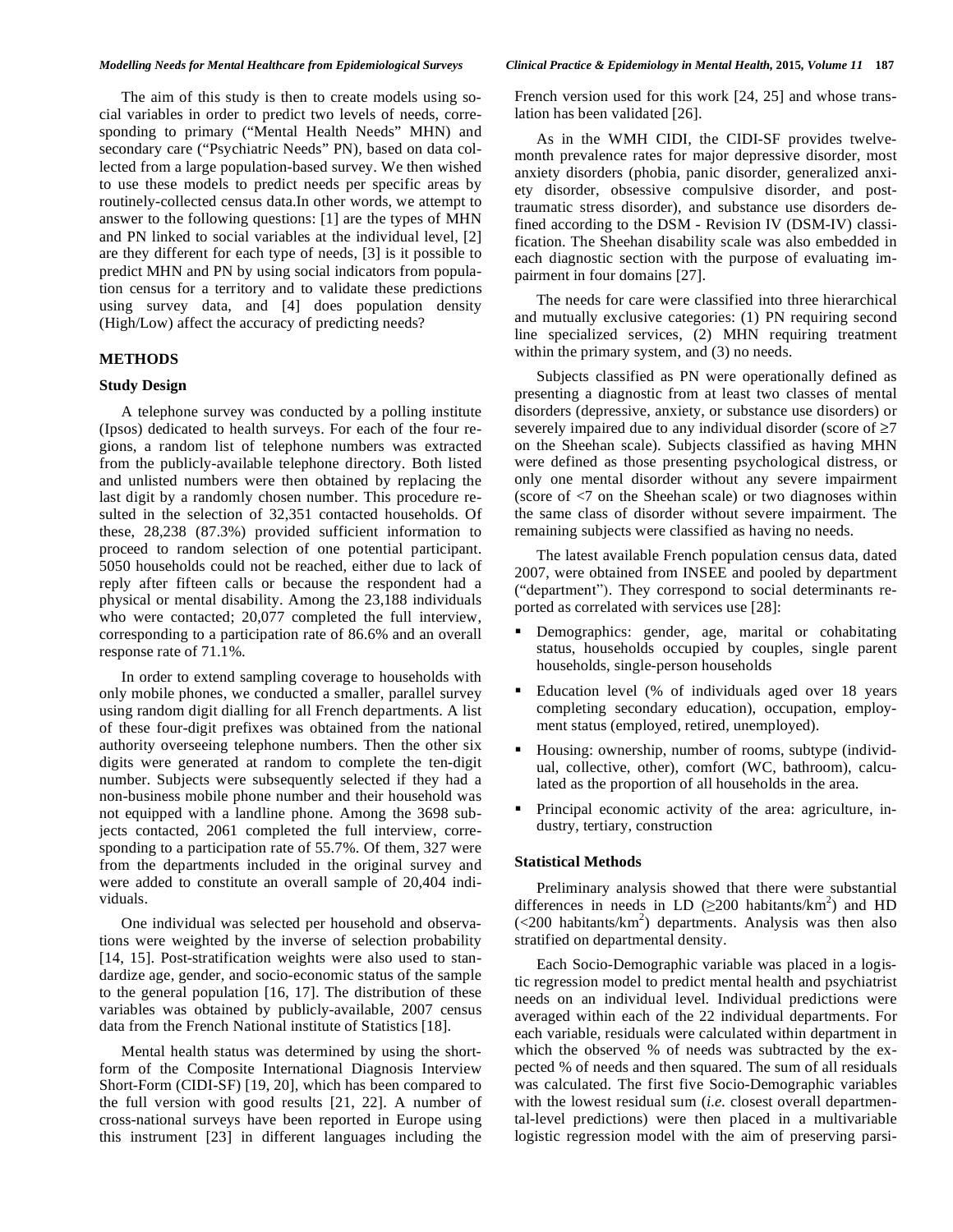The aim of this study is then to create models using social variables in order to predict two levels of needs, corresponding to primary ("Mental Health Needs" MHN) and secondary care ("Psychiatric Needs" PN), based on data collected from a large population-based survey. We then wished to use these models to predict needs per specific areas by routinely-collected census data.In other words, we attempt to answer to the following questions: [1] are the types of MHN and PN linked to social variables at the individual level, [2] are they different for each type of needs, [3] is it possible to predict MHN and PN by using social indicators from population census for a territory and to validate these predictions using survey data, and [4] does population density (High/Low) affect the accuracy of predicting needs?

## METHODS

### Study Design

A telephone survey was conducted by a polling institute (Ipsos) dedicated to health surveys. For each of the four regions, a random list of telephone numbers was extracted from the publicly-available telephone directory. Both listed and unlisted numbers were then obtained by replacing the last digit by a randomly chosen number. This procedure resulted in the selection of 32,351 contacted households. Of these, 28,238 (87.3%) provided sufficient information to proceed to random selection of one potential participant. 5050 households could not be reached, either due to lack of reply after fifteen calls or because the respondent had a physical or mental disability. Among the 23,188 individuals who were contacted; 20,077 completed the full interview, corresponding to a participation rate of 86.6% and an overall response rate of 71.1%.

In order to extend sampling coverage to households with only mobile phones, we conducted a smaller, parallel survey using random digit dialling for all French departments. A list of these four-digit prefixes was obtained from the national authority overseeing telephone numbers. Then the other six digits were generated at random to complete the ten-digit number. Subjects were subsequently selected if they had a non-business mobile phone number and their household was not equipped with a landline phone. Among the 3698 subjects contacted, 2061 completed the full interview, corresponding to a participation rate of 55.7%. Of them, 327 were from the departments included in the original survey and were added to constitute an overall sample of 20,404 individuals.

One individual was selected per household and observations were weighted by the inverse of selection probability [14, 15]. Post-stratification weights were also used to standardize age, gender, and socio-economic status of the sample to the general population [16, 17]. The distribution of these variables was obtained by publicly-available, 2007 census data from the French National institute of Statistics [18].

Mental health status was determined by using the short-form of the Composite International Diagnosis Interview Short-Form (CIDI-SF) [19, 20], which has been compared to the full version with good results [21, 22]. A number of cross-national surveys have been reported in Europe using this instrument [23] in different languages including the French version used for this work [24, 25] and whose translation has been validated [26].

As in the WMH CIDI, the CIDI-SF provides twelve-month prevalence rates for major depressive disorder, most anxiety disorders (phobia, panic disorder, generalized anxiety disorder, obsessive compulsive disorder, and post-traumatic stress disorder), and substance use disorders defined according to the DSM - Revision IV (DSM-IV) classification. The Sheehan disability scale was also embedded in each diagnostic section with the purpose of evaluating impairment in four domains [27].

The needs for care were classified into three hierarchical and mutually exclusive categories: (1) PN requiring second line specialized services, (2) MHN requiring treatment within the primary system, and (3) no needs.

Subjects classified as PN were operationally defined as presenting a diagnostic from at least two classes of mental disorders (depressive, anxiety, or substance use disorders) or severely impaired due to any individual disorder (score of $\geq 7$ on the Sheehan scale). Subjects classified as having MHN were defined as those presenting psychological distress, or only one mental disorder without any severe impairment (score of $<7$ on the Sheehan scale) or two diagnoses within the same class of disorder without severe impairment. The remaining subjects were classified as having no needs.

The latest available French population census data, dated 2007, were obtained from INSEE and pooled by department ("department"). They correspond to social determinants reported as correlated with services use [28]:

- Demographics: gender, age, marital or cohabitating status, households occupied by couples, single parent households, single-person households
- Education level (% of individuals aged over 18 years completing secondary education), occupation, employment status (employed, retired, unemployed).
- Housing: ownership, number of rooms, subtype (individual, collective, other), comfort (WC, bathroom), calculated as the proportion of all households in the area.
- Principal economic activity of the area: agriculture, industry, tertiary, construction

### Statistical Methods

Preliminary analysis showed that there were substantial differences in needs in LD ($\geq$200 habitants/km$^2$) and HD ($<$200 habitants/km$^2$) departments. Analysis was then also stratified on departmental density.

Each Socio-Demographic variable was placed in a logistic regression model to predict mental health and psychiatrist needs on an individual level. Individual predictions were averaged within each of the 22 individual departments. For each variable, residuals were calculated within department in which the observed % of needs was subtracted by the expected % of needs and then squared. The sum of all residuals was calculated. The first five Socio-Demographic variables with the lowest residual sum (*i.e.* closest overall departmental-level predictions) were then placed in a multivariable logistic regression model with the aim of preserving parsi-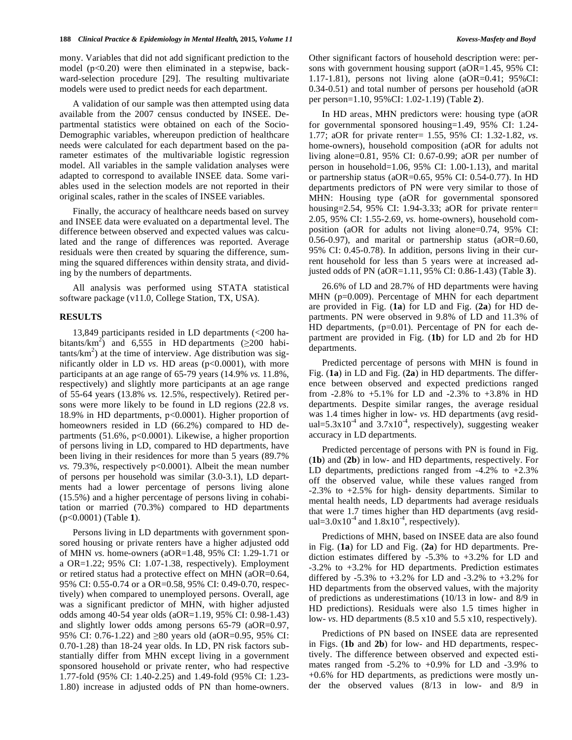mony. Variables that did not add significant prediction to the model ($p<0.20$) were then eliminated in a stepwise, backward-selection procedure [29]. The resulting multivariate models were used to predict needs for each department.

A validation of our sample was then attempted using data available from the 2007 census conducted by INSEE. Departmental statistics were obtained on each of the Socio-Demographic variables, whereupon prediction of healthcare needs were calculated for each department based on the parameter estimates of the multivariable logistic regression model. All variables in the sample validation analyses were adapted to correspond to available INSEE data. Some variables used in the selection models are not reported in their original scales, rather in the scales of INSEE variables.

Finally, the accuracy of healthcare needs based on survey and INSEE data were evaluated on a departmental level. The difference between observed and expected values was calculated and the range of differences was reported. Average residuals were then created by squaring the difference, summing the squared differences within density strata, and dividing by the numbers of departments.

All analysis was performed using STATA statistical software package (v11.0, College Station, TX, USA).

## RESULTS

13,849 participants resided in LD departments (<200 habitants/km$^2$) and 6,555 in HD departments ($\geq$200 habitants/km$^2$) at the time of interview. Age distribution was significantly older in LD *vs*. HD areas ($p<0.0001$), with more participants at an age range of 65-79 years (14.9% *vs.* 11.8%, respectively) and slightly more participants at an age range of 55-64 years (13.8% *vs.* 12.5%, respectively). Retired persons were more likely to be found in LD regions (22.8 *vs*. 18.9% in HD departments, $p<0.0001$). Higher proportion of homeowners resided in LD (66.2%) compared to HD departments (51.6%, $p<0.0001$). Likewise, a higher proportion of persons living in LD, compared to HD departments, have been living in their residences for more than 5 years (89.7% *vs.* 79.3%, respectively $p<0.0001$). Albeit the mean number of persons per household was similar (3.0-3.1), LD departments had a lower percentage of persons living alone (15.5%) and a higher percentage of persons living in cohabitation or married (70.3%) compared to HD departments ($p<0.0001$) (Table **1**).

Persons living in LD departments with government sponsored housing or private renters have a higher adjusted odd of MHN *vs.* home-owners (aOR=1.48, 95% CI: 1.29-1.71 or a OR=1.22; 95% CI: 1.07-1.38, respectively). Employment or retired status had a protective effect on MHN (aOR=0.64, 95% CI: 0.55-0.74 or a OR=0.58, 95% CI: 0.49-0.70, respectively) when compared to unemployed persons. Overall, age was a significant predictor of MHN, with higher adjusted odds among 40-54 year olds (aOR=1.19, 95% CI: 0.98-1.43) and slightly lower odds among persons 65-79 (aOR=0.97, 95% CI: 0.76-1.22) and $\geq$80 years old (aOR=0.95, 95% CI: 0.70-1.28) than 18-24 year olds. In LD, PN risk factors substantially differ from MHN except living in a government sponsored household or private renter, who had respective 1.77-fold (95% CI: 1.40-2.25) and 1.49-fold (95% CI: 1.23-1.80) increase in adjusted odds of PN than home-owners. Other significant factors of household description were: persons with government housing support (aOR=1.45, 95% CI: 1.17-1.81), persons not living alone (aOR=0.41; 95%CI: 0.34-0.51) and total number of persons per household (aOR per person=1.10, 95%CI: 1.02-1.19) (Table **2**).

In HD areas, MHN predictors were: housing type (aOR for governmental sponsored housing=1.49, 95% CI: 1.24-1.77; aOR for private renter= 1.55, 95% CI: 1.32-1.82, *vs*. home-owners), household composition (aOR for adults not living alone=0.81, 95% CI: 0.67-0.99; aOR per number of person in household=1.06, 95% CI: 1.00-1.13), and marital or partnership status (aOR=0.65, 95% CI: 0.54-0.77). In HD departments predictors of PN were very similar to those of MHN: Housing type (aOR for governmental sponsored housing=2.54, 95% CI: 1.94-3.33; aOR for private renter= 2.05, 95% CI: 1.55-2.69, *vs.* home-owners), household composition (aOR for adults not living alone=0.74, 95% CI: 0.56-0.97), and marital or partnership status (aOR=0.60, 95% CI: 0.45-0.78). In addition, persons living in their current household for less than 5 years were at increased adjusted odds of PN (aOR=1.11, 95% CI: 0.86-1.43) (Table **3**).

26.6% of LD and 28.7% of HD departments were having MHN ($p=0.009$). Percentage of MHN for each department are provided in Fig. (**1a**) for LD and Fig. (**2a**) for HD departments. PN were observed in 9.8% of LD and 11.3% of HD departments, ($p=0.01$). Percentage of PN for each department are provided in Fig. (**1b**) for LD and 2b for HD departments.

Predicted percentage of persons with MHN is found in Fig. (**1a**) in LD and Fig. (**2a**) in HD departments. The difference between observed and expected predictions ranged from -2.8% to +5.1% for LD and -2.3% to +3.8% in HD departments. Despite similar ranges, the average residual was 1.4 times higher in low- *vs.* HD departments (avg residual=$5.3\text{x}10^{-4}$ and $3.7\text{x}10^{-4}$, respectively), suggesting weaker accuracy in LD departments.

Predicted percentage of persons with PN is found in Fig. (**1b**) and (**2b**) in low- and HD departments, respectively. For LD departments, predictions ranged from -4.2% to +2.3% off the observed value, while these values ranged from -2.3% to +2.5% for high- density departments. Similar to mental health needs, LD departments had average residuals that were 1.7 times higher than HD departments (avg residual=$3.0\text{x}10^{-4}$ and $1.8\text{x}10^{-4}$, respectively).

Predictions of MHN, based on INSEE data are also found in Fig. (**1a**) for LD and Fig. (**2a**) for HD departments. Prediction estimates differed by -5.3% to +3.2% for LD and -3.2% to +3.2% for HD departments. Prediction estimates differed by -5.3% to +3.2% for LD and -3.2% to +3.2% for HD departments from the observed values, with the majority of predictions as underestimations (10/13 in low- and 8/9 in HD predictions). Residuals were also 1.5 times higher in low- *vs*. HD departments (8.5 x10 and 5.5 x10, respectively).

Predictions of PN based on INSEE data are represented in Figs. (**1b** and **2b**) for low- and HD departments, respectively. The difference between observed and expected estimates ranged from -5.2% to +0.9% for LD and -3.9% to +0.6% for HD departments, as predictions were mostly under the observed values (8/13 in low- and 8/9 in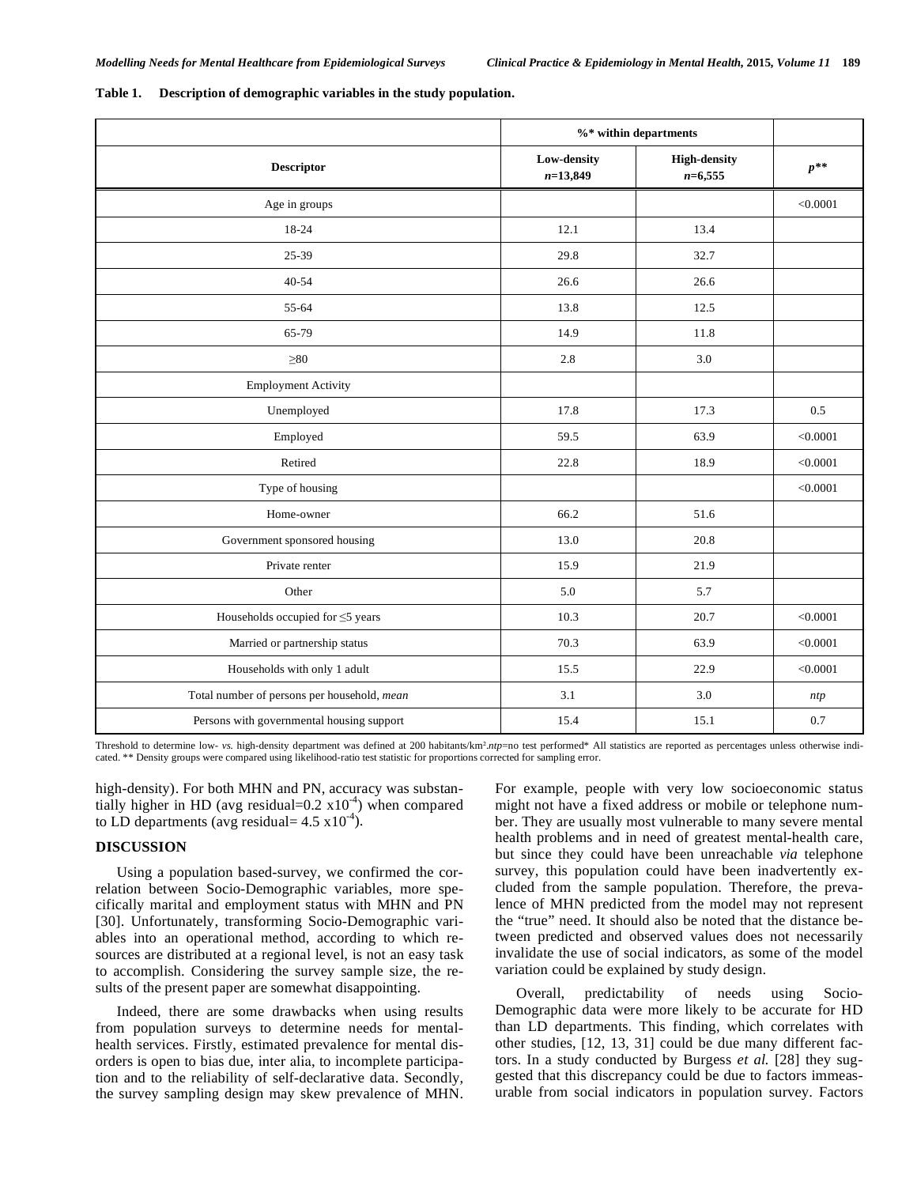**Table 1. Description of demographic variables in the study population.**

| Descriptor | %* within departments | | $p$** |
|---|---|---|---|
| | Low-density $n$=13,849 | High-density $n$=6,555 | |
| Age in groups | | | <0.0001 |
| 18-24 | 12.1 | 13.4 | |
| 25-39 | 29.8 | 32.7 | |
| 40-54 | 26.6 | 26.6 | |
| 55-64 | 13.8 | 12.5 | |
| 65-79 | 14.9 | 11.8 | |
| ≥80 | 2.8 | 3.0 | |
| Employment Activity | | | |
| Unemployed | 17.8 | 17.3 | 0.5 |
| Employed | 59.5 | 63.9 | <0.0001 |
| Retired | 22.8 | 18.9 | <0.0001 |
| Type of housing | | | <0.0001 |
| Home-owner | 66.2 | 51.6 | |
| Government sponsored housing | 13.0 | 20.8 | |
| Private renter | 15.9 | 21.9 | |
| Other | 5.0 | 5.7 | |
| Households occupied for ≤5 years | 10.3 | 20.7 | <0.0001 |
| Married or partnership status | 70.3 | 63.9 | <0.0001 |
| Households with only 1 adult | 15.5 | 22.9 | <0.0001 |
| Total number of persons per household, *mean* | 3.1 | 3.0 | *ntp* |
| Persons with governmental housing support | 15.4 | 15.1 | 0.7 |

Threshold to determine low- *vs.* high-density department was defined at 200 habitants/km².*ntp*=no test performed* All statistics are reported as percentages unless otherwise indicated. ** Density groups were compared using likelihood-ratio test statistic for proportions corrected for sampling error.

high-density). For both MHN and PN, accuracy was substantially higher in HD (avg residual=0.2 $x10^{-4}$) when compared to LD departments (avg residual= 4.5 $x10^{-4}$).

## DISCUSSION

Using a population based-survey, we confirmed the correlation between Socio-Demographic variables, more specifically marital and employment status with MHN and PN [30]. Unfortunately, transforming Socio-Demographic variables into an operational method, according to which resources are distributed at a regional level, is not an easy task to accomplish. Considering the survey sample size, the results of the present paper are somewhat disappointing.

Indeed, there are some drawbacks when using results from population surveys to determine needs for mental-health services. Firstly, estimated prevalence for mental disorders is open to bias due, inter alia, to incomplete participation and to the reliability of self-declarative data. Secondly, the survey sampling design may skew prevalence of MHN. For example, people with very low socioeconomic status might not have a fixed address or mobile or telephone number. They are usually most vulnerable to many severe mental health problems and in need of greatest mental-health care, but since they could have been unreachable *via* telephone survey, this population could have been inadvertently excluded from the sample population. Therefore, the prevalence of MHN predicted from the model may not represent the "true" need. It should also be noted that the distance between predicted and observed values does not necessarily invalidate the use of social indicators, as some of the model variation could be explained by study design.

Overall, predictability of needs using Socio-Demographic data were more likely to be accurate for HD than LD departments. This finding, which correlates with other studies, [12, 13, 31] could be due many different factors. In a study conducted by Burgess *et al.* [28] they suggested that this discrepancy could be due to factors immeasurable from social indicators in population survey. Factors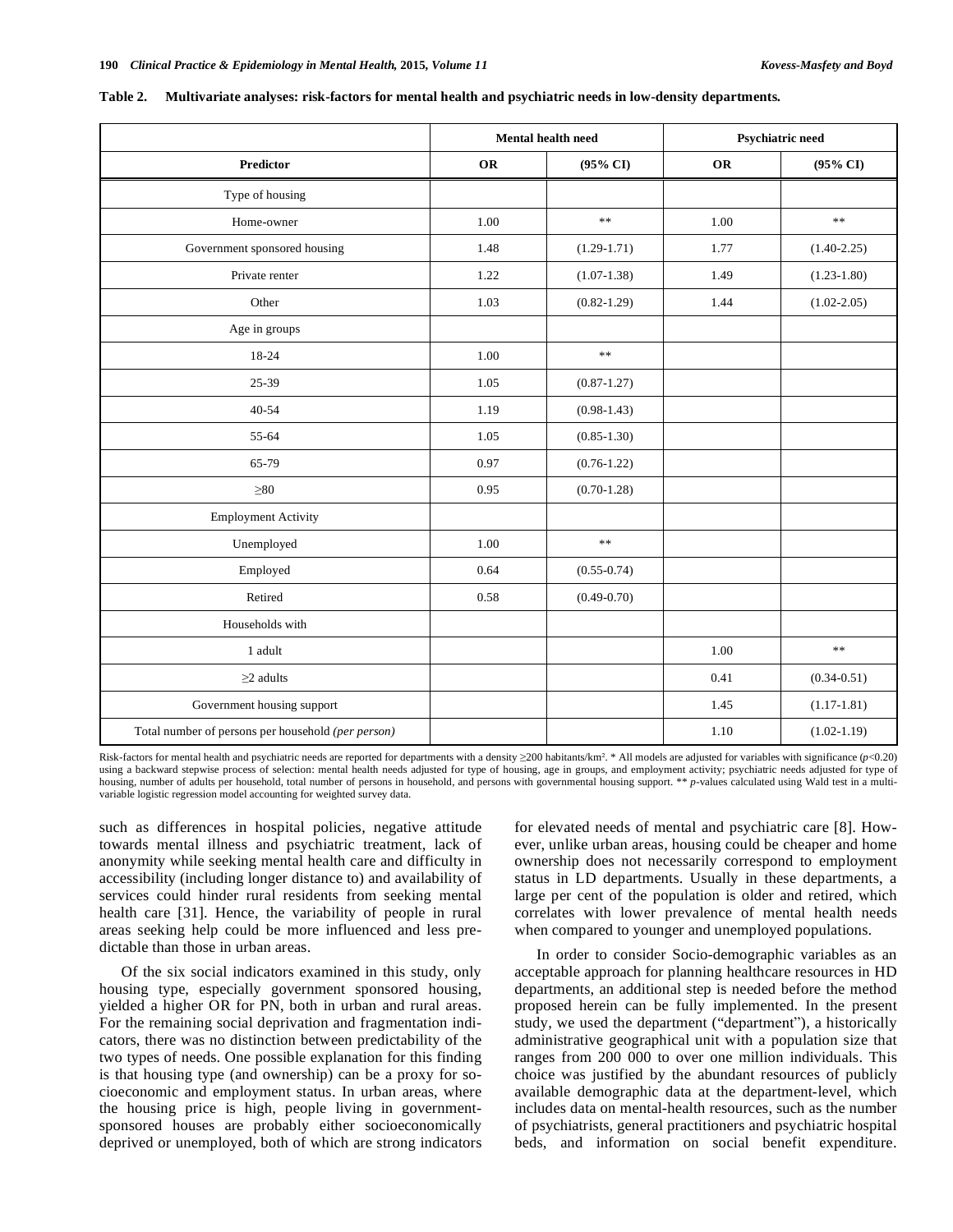**Table 2. Multivariate analyses: risk-factors for mental health and psychiatric needs in low-density departments.**

| | Mental health need | | Psychiatric need | |
|---|---|---|---|---|
| **Predictor** | **OR** | **(95% CI)** | **OR** | **(95% CI)** |
| Type of housing | | | | |
| Home-owner | 1.00 | ** | 1.00 | ** |
| Government sponsored housing | 1.48 | (1.29-1.71) | 1.77 | (1.40-2.25) |
| Private renter | 1.22 | (1.07-1.38) | 1.49 | (1.23-1.80) |
| Other | 1.03 | (0.82-1.29) | 1.44 | (1.02-2.05) |
| Age in groups | | | | |
| 18-24 | 1.00 | ** | | |
| 25-39 | 1.05 | (0.87-1.27) | | |
| 40-54 | 1.19 | (0.98-1.43) | | |
| 55-64 | 1.05 | (0.85-1.30) | | |
| 65-79 | 0.97 | (0.76-1.22) | | |
| ≥80 | 0.95 | (0.70-1.28) | | |
| Employment Activity | | | | |
| Unemployed | 1.00 | ** | | |
| Employed | 0.64 | (0.55-0.74) | | |
| Retired | 0.58 | (0.49-0.70) | | |
| Households with | | | | |
| 1 adult | | | 1.00 | ** |
| ≥2 adults | | | 0.41 | (0.34-0.51) |
| Government housing support | | | 1.45 | (1.17-1.81) |
| Total number of persons per household *(per person)* | | | 1.10 | (1.02-1.19) |

Risk-factors for mental health and psychiatric needs are reported for departments with a density ≥200 habitants/km². * All models are adjusted for variables with significance ($p$<0.20) using a backward stepwise process of selection: mental health needs adjusted for type of housing, age in groups, and employment activity; psychiatric needs adjusted for type of housing, number of adults per household, total number of persons in household, and persons with governmental housing support. ** $p$-values calculated using Wald test in a multi-variable logistic regression model accounting for weighted survey data.

such as differences in hospital policies, negative attitude towards mental illness and psychiatric treatment, lack of anonymity while seeking mental health care and difficulty in accessibility (including longer distance to) and availability of services could hinder rural residents from seeking mental health care [31]. Hence, the variability of people in rural areas seeking help could be more influenced and less predictable than those in urban areas.

Of the six social indicators examined in this study, only housing type, especially government sponsored housing, yielded a higher OR for PN, both in urban and rural areas. For the remaining social deprivation and fragmentation indicators, there was no distinction between predictability of the two types of needs. One possible explanation for this finding is that housing type (and ownership) can be a proxy for socioeconomic and employment status. In urban areas, where the housing price is high, people living in government-sponsored houses are probably either socioeconomically deprived or unemployed, both of which are strong indicators for elevated needs of mental and psychiatric care [8]. However, unlike urban areas, housing could be cheaper and home ownership does not necessarily correspond to employment status in LD departments. Usually in these departments, a large per cent of the population is older and retired, which correlates with lower prevalence of mental health needs when compared to younger and unemployed populations.

In order to consider Socio-demographic variables as an acceptable approach for planning healthcare resources in HD departments, an additional step is needed before the method proposed herein can be fully implemented. In the present study, we used the department ("department"), a historically administrative geographical unit with a population size that ranges from 200 000 to over one million individuals. This choice was justified by the abundant resources of publicly available demographic data at the department-level, which includes data on mental-health resources, such as the number of psychiatrists, general practitioners and psychiatric hospital beds, and information on social benefit expenditure.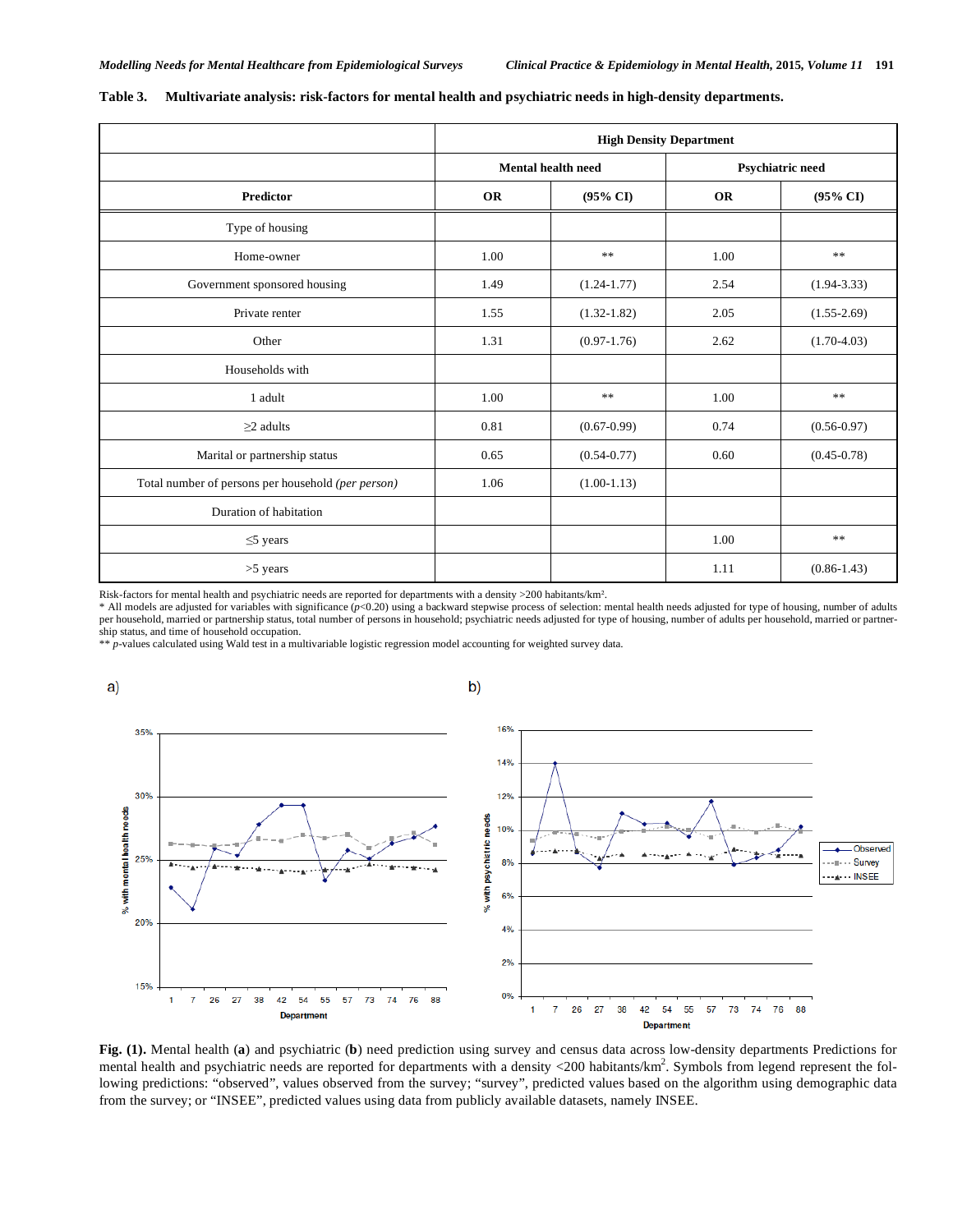**Table 3. Multivariate analysis: risk-factors for mental health and psychiatric needs in high-density departments.**

| | High Density Department | | | |
|---|---|---|---|---|
| | Mental health need | | Psychiatric need | |
| **Predictor** | **OR** | **(95% CI)** | **OR** | **(95% CI)** |
| Type of housing | | | | |
| Home-owner | 1.00 | ** | 1.00 | ** |
| Government sponsored housing | 1.49 | (1.24-1.77) | 2.54 | (1.94-3.33) |
| Private renter | 1.55 | (1.32-1.82) | 2.05 | (1.55-2.69) |
| Other | 1.31 | (0.97-1.76) | 2.62 | (1.70-4.03) |
| Households with | | | | |
| 1 adult | 1.00 | ** | 1.00 | ** |
| ≥2 adults | 0.81 | (0.67-0.99) | 0.74 | (0.56-0.97) |
| Marital or partnership status | 0.65 | (0.54-0.77) | 0.60 | (0.45-0.78) |
| Total number of persons per household *(per person)* | 1.06 | (1.00-1.13) | | |
| Duration of habitation | | | | |
| ≤5 years | | | 1.00 | ** |
| >5 years | | | 1.11 | (0.86-1.43) |

Risk-factors for mental health and psychiatric needs are reported for departments with a density >200 habitants/km².
* All models are adjusted for variables with significance ($p$<0.20) using a backward stepwise process of selection: mental health needs adjusted for type of housing, number of adults per household, married or partnership status, total number of persons in household; psychiatric needs adjusted for type of housing, number of adults per household, married or partnership status, and time of household occupation.
** $p$-values calculated using Wald test in a multivariable logistic regression model accounting for weighted survey data.

**Fig. (1).** Mental health (**a**) and psychiatric (**b**) need prediction using survey and census data across low-density departments Predictions for mental health and psychiatric needs are reported for departments with a density <200 habitants/km². Symbols from legend represent the following predictions: "observed", values observed from the survey; "survey", predicted values based on the algorithm using demographic data from the survey; or "INSEE", predicted values using data from publicly available datasets, namely INSEE.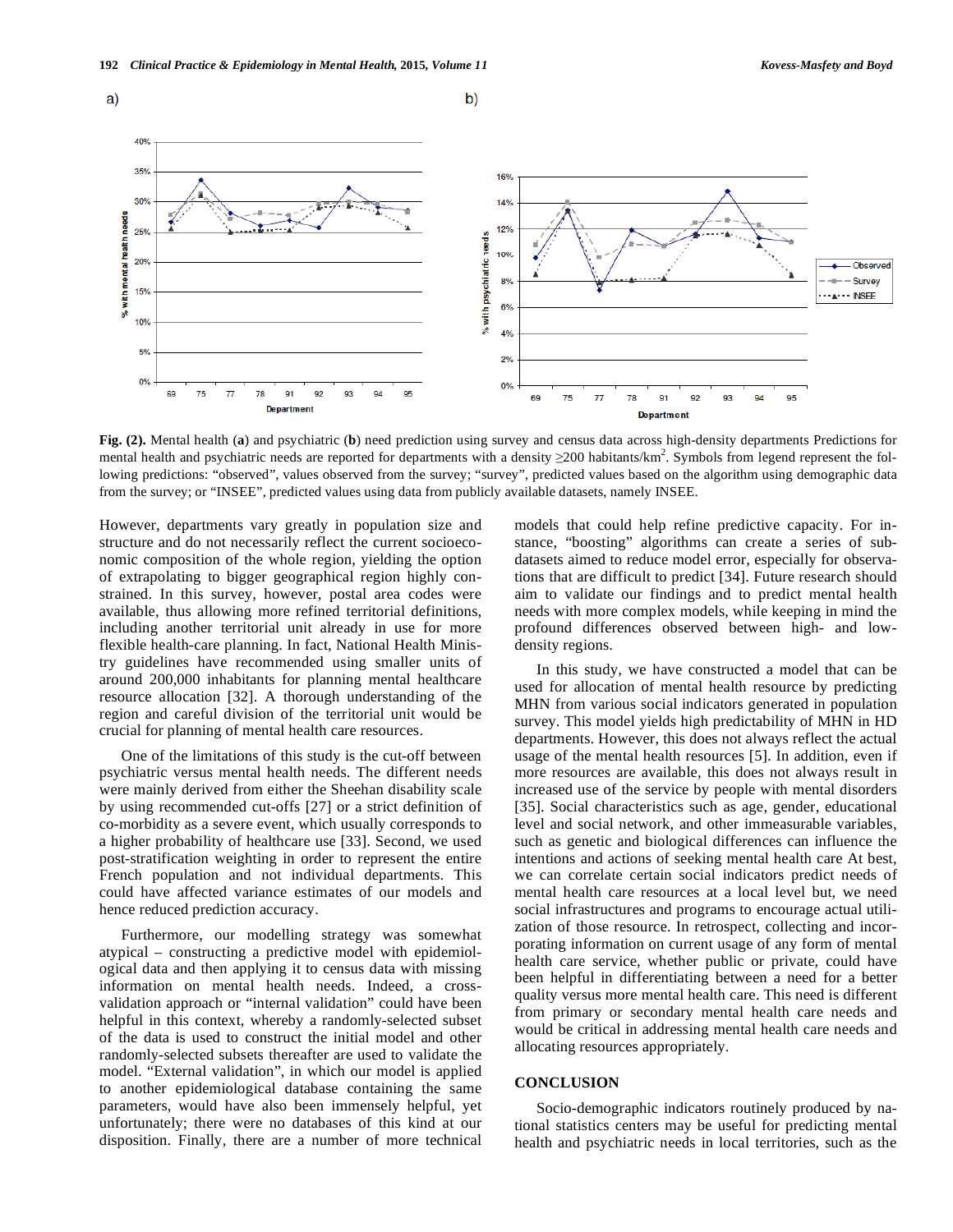**Fig. (2).** Mental health (**a**) and psychiatric (**b**) need prediction using survey and census data across high-density departments Predictions for mental health and psychiatric needs are reported for departments with a density ≥200 habitants/km$^2$. Symbols from legend represent the following predictions: “observed”, values observed from the survey; “survey”, predicted values based on the algorithm using demographic data from the survey; or “INSEE”, predicted values using data from publicly available datasets, namely INSEE.

However, departments vary greatly in population size and structure and do not necessarily reflect the current socioeconomic composition of the whole region, yielding the option of extrapolating to bigger geographical region highly constrained. In this survey, however, postal area codes were available, thus allowing more refined territorial definitions, including another territorial unit already in use for more flexible health-care planning. In fact, National Health Ministry guidelines have recommended using smaller units of around 200,000 inhabitants for planning mental healthcare resource allocation [32]. A thorough understanding of the region and careful division of the territorial unit would be crucial for planning of mental health care resources.

One of the limitations of this study is the cut-off between psychiatric versus mental health needs. The different needs were mainly derived from either the Sheehan disability scale by using recommended cut-offs [27] or a strict definition of co-morbidity as a severe event, which usually corresponds to a higher probability of healthcare use [33]. Second, we used post-stratification weighting in order to represent the entire French population and not individual departments. This could have affected variance estimates of our models and hence reduced prediction accuracy.

Furthermore, our modelling strategy was somewhat atypical – constructing a predictive model with epidemiological data and then applying it to census data with missing information on mental health needs. Indeed, a cross-validation approach or “internal validation” could have been helpful in this context, whereby a randomly-selected subset of the data is used to construct the initial model and other randomly-selected subsets thereafter are used to validate the model. “External validation”, in which our model is applied to another epidemiological database containing the same parameters, would have also been immensely helpful, yet unfortunately; there were no databases of this kind at our disposition. Finally, there are a number of more technical models that could help refine predictive capacity. For instance, “boosting” algorithms can create a series of sub-datasets aimed to reduce model error, especially for observations that are difficult to predict [34]. Future research should aim to validate our findings and to predict mental health needs with more complex models, while keeping in mind the profound differences observed between high- and low-density regions.

In this study, we have constructed a model that can be used for allocation of mental health resource by predicting MHN from various social indicators generated in population survey. This model yields high predictability of MHN in HD departments. However, this does not always reflect the actual usage of the mental health resources [5]. In addition, even if more resources are available, this does not always result in increased use of the service by people with mental disorders [35]. Social characteristics such as age, gender, educational level and social network, and other immeasurable variables, such as genetic and biological differences can influence the intentions and actions of seeking mental health care At best, we can correlate certain social indicators predict needs of mental health care resources at a local level but, we need social infrastructures and programs to encourage actual utilization of those resource. In retrospect, collecting and incorporating information on current usage of any form of mental health care service, whether public or private, could have been helpful in differentiating between a need for a better quality versus more mental health care. This need is different from primary or secondary mental health care needs and would be critical in addressing mental health care needs and allocating resources appropriately.

## CONCLUSION

Socio-demographic indicators routinely produced by national statistics centers may be useful for predicting mental health and psychiatric needs in local territories, such as the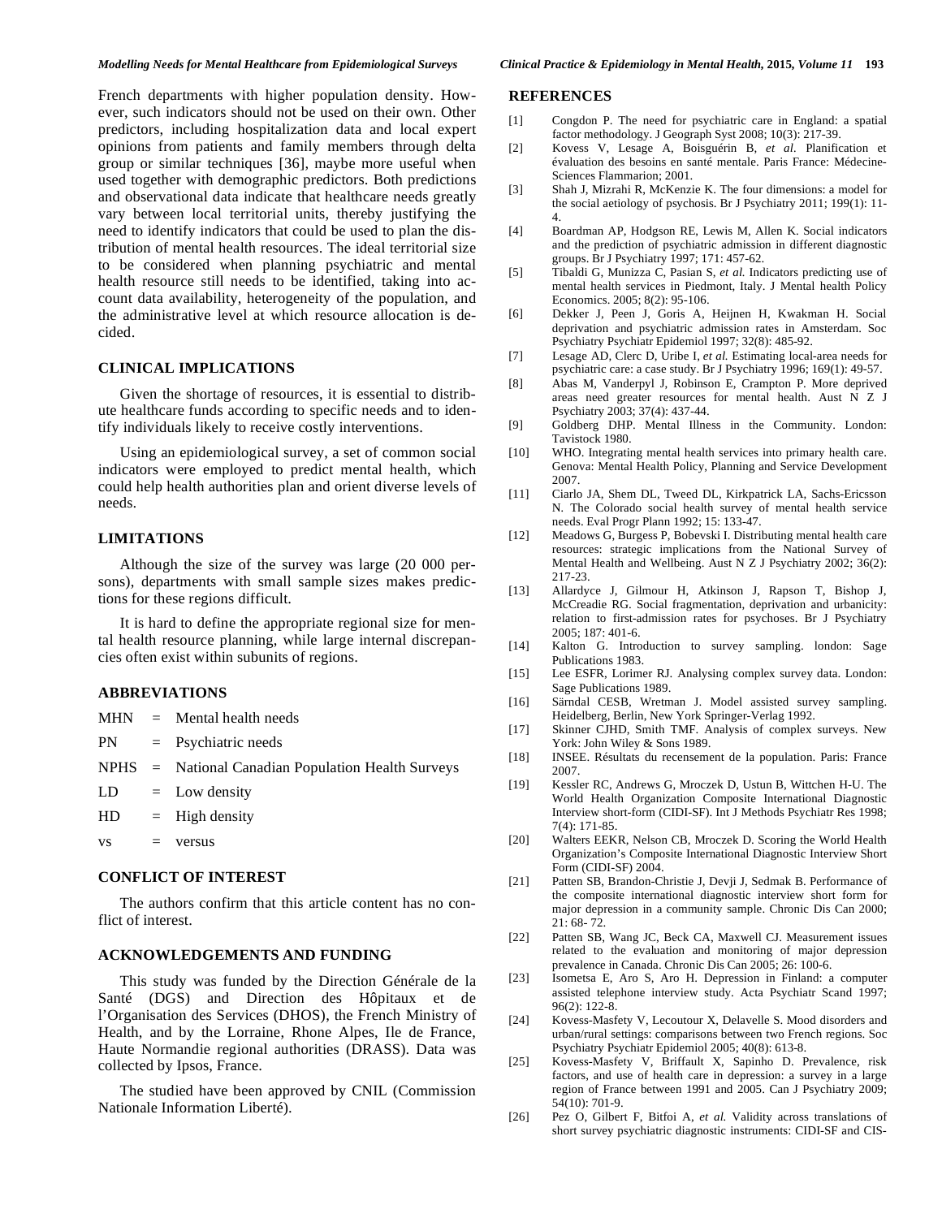French departments with higher population density. However, such indicators should not be used on their own. Other predictors, including hospitalization data and local expert opinions from patients and family members through delta group or similar techniques [36], maybe more useful when used together with demographic predictors. Both predictions and observational data indicate that healthcare needs greatly vary between local territorial units, thereby justifying the need to identify indicators that could be used to plan the distribution of mental health resources. The ideal territorial size to be considered when planning psychiatric and mental health resource still needs to be identified, taking into account data availability, heterogeneity of the population, and the administrative level at which resource allocation is decided.

## CLINICAL IMPLICATIONS

Given the shortage of resources, it is essential to distribute healthcare funds according to specific needs and to identify individuals likely to receive costly interventions.

Using an epidemiological survey, a set of common social indicators were employed to predict mental health, which could help health authorities plan and orient diverse levels of needs.

## LIMITATIONS

Although the size of the survey was large (20 000 persons), departments with small sample sizes makes predictions for these regions difficult.

It is hard to define the appropriate regional size for mental health resource planning, while large internal discrepancies often exist within subunits of regions.

## ABBREVIATIONS

MHN = Mental health needs

PN = Psychiatric needs

NPHS = National Canadian Population Health Surveys

LD = Low density

HD = High density

vs = versus

## CONFLICT OF INTEREST

The authors confirm that this article content has no conflict of interest.

## ACKNOWLEDGEMENTS AND FUNDING

This study was funded by the Direction Générale de la Santé (DGS) and Direction des Hôpitaux et de l'Organisation des Services (DHOS), the French Ministry of Health, and by the Lorraine, Rhone Alpes, Ile de France, Haute Normandie regional authorities (DRASS). Data was collected by Ipsos, France.

The studied have been approved by CNIL (Commission Nationale Information Liberté).

## REFERENCES

[1] Congdon P. The need for psychiatric care in England: a spatial factor methodology. J Geograph Syst 2008; 10(3): 217-39.

[2] Kovess V, Lesage A, Boisguérin B, *et al*. Planification et évaluation des besoins en santé mentale. Paris France: Médecine-Sciences Flammarion; 2001.

[3] Shah J, Mizrahi R, McKenzie K. The four dimensions: a model for the social aetiology of psychosis. Br J Psychiatry 2011; 199(1): 11-4.

[4] Boardman AP, Hodgson RE, Lewis M, Allen K. Social indicators and the prediction of psychiatric admission in different diagnostic groups. Br J Psychiatry 1997; 171: 457-62.

[5] Tibaldi G, Munizza C, Pasian S, *et al.* Indicators predicting use of mental health services in Piedmont, Italy. J Mental health Policy Economics. 2005; 8(2): 95-106.

[6] Dekker J, Peen J, Goris A, Heijnen H, Kwakman H. Social deprivation and psychiatric admission rates in Amsterdam. Soc Psychiatry Psychiatr Epidemiol 1997; 32(8): 485-92.

[7] Lesage AD, Clerc D, Uribe I, *et al.* Estimating local-area needs for psychiatric care: a case study. Br J Psychiatry 1996; 169(1): 49-57.

[8] Abas M, Vanderpyl J, Robinson E, Crampton P. More deprived areas need greater resources for mental health. Aust N Z J Psychiatry 2003; 37(4): 437-44.

[9] Goldberg DHP. Mental Illness in the Community. London: Tavistock 1980.

[10] WHO. Integrating mental health services into primary health care. Genova: Mental Health Policy, Planning and Service Development 2007.

[11] Ciarlo JA, Shem DL, Tweed DL, Kirkpatrick LA, Sachs-Ericsson N. The Colorado social health survey of mental health service needs. Eval Progr Plann 1992; 15: 133-47.

[12] Meadows G, Burgess P, Bobevski I. Distributing mental health care resources: strategic implications from the National Survey of Mental Health and Wellbeing. Aust N Z J Psychiatry 2002; 36(2): 217-23.

[13] Allardyce J, Gilmour H, Atkinson J, Rapson T, Bishop J, McCreadie RG. Social fragmentation, deprivation and urbanicity: relation to first-admission rates for psychoses. Br J Psychiatry 2005; 187: 401-6.

[14] Kalton G. Introduction to survey sampling. london: Sage Publications 1983.

[15] Lee ESFR, Lorimer RJ. Analysing complex survey data. London: Sage Publications 1989.

[16] Särndal CESB, Wretman J. Model assisted survey sampling. Heidelberg, Berlin, New York Springer-Verlag 1992.

[17] Skinner CJHD, Smith TMF. Analysis of complex surveys. New York: John Wiley & Sons 1989.

[18] INSEE. Résultats du recensement de la population. Paris: France 2007.

[19] Kessler RC, Andrews G, Mroczek D, Ustun B, Wittchen H-U. The World Health Organization Composite International Diagnostic Interview short-form (CIDI-SF). Int J Methods Psychiatr Res 1998; 7(4): 171-85.

[20] Walters EEKR, Nelson CB, Mroczek D. Scoring the World Health Organization's Composite International Diagnostic Interview Short Form (CIDI-SF) 2004.

[21] Patten SB, Brandon-Christie J, Devji J, Sedmak B. Performance of the composite international diagnostic interview short form for major depression in a community sample. Chronic Dis Can 2000; 21: 68- 72.

[22] Patten SB, Wang JC, Beck CA, Maxwell CJ. Measurement issues related to the evaluation and monitoring of major depression prevalence in Canada. Chronic Dis Can 2005; 26: 100-6.

[23] Isometsa E, Aro S, Aro H. Depression in Finland: a computer assisted telephone interview study. Acta Psychiatr Scand 1997; 96(2): 122-8.

[24] Kovess-Masfety V, Lecoutour X, Delavelle S. Mood disorders and urban/rural settings: comparisons between two French regions. Soc Psychiatry Psychiatr Epidemiol 2005; 40(8): 613-8.

[25] Kovess-Masfety V, Briffault X, Sapinho D. Prevalence, risk factors, and use of health care in depression: a survey in a large region of France between 1991 and 2005. Can J Psychiatry 2009; 54(10): 701-9.

[26] Pez O, Gilbert F, Bitfoi A, *et al.* Validity across translations of short survey psychiatric diagnostic instruments: CIDI-SF and CIS-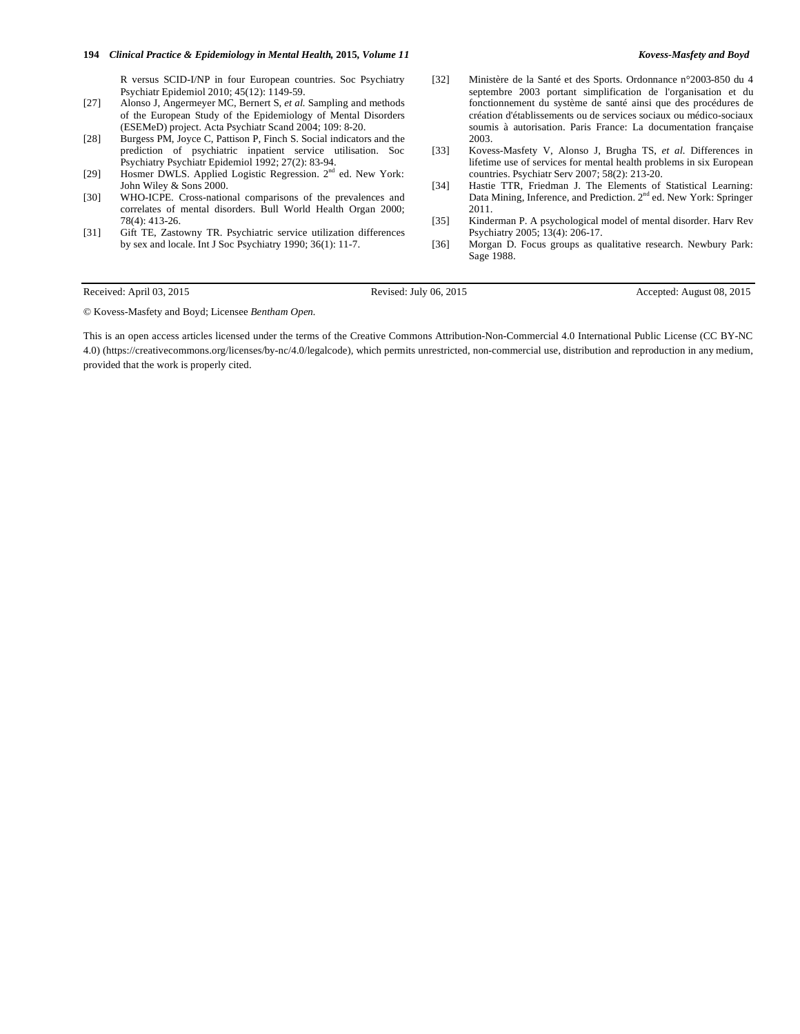R versus SCID-I/NP in four European countries. Soc Psychiatry Psychiatr Epidemiol 2010; 45(12): 1149-59.

[27] Alonso J, Angermeyer MC, Bernert S, *et al.* Sampling and methods of the European Study of the Epidemiology of Mental Disorders (ESEMeD) project. Acta Psychiatr Scand 2004; 109: 8-20.

[28] Burgess PM, Joyce C, Pattison P, Finch S. Social indicators and the prediction of psychiatric inpatient service utilisation. Soc Psychiatry Psychiatr Epidemiol 1992; 27(2): 83-94.

[29] Hosmer DWLS. Applied Logistic Regression. 2nd ed. New York: John Wiley & Sons 2000.

[30] WHO-ICPE. Cross-national comparisons of the prevalences and correlates of mental disorders. Bull World Health Organ 2000; 78(4): 413-26.

[31] Gift TE, Zastowny TR. Psychiatric service utilization differences by sex and locale. Int J Soc Psychiatry 1990; 36(1): 11-7.

[32] Ministère de la Santé et des Sports. Ordonnance n°2003-850 du 4 septembre 2003 portant simplification de l'organisation et du fonctionnement du système de santé ainsi que des procédures de création d'établissements ou de services sociaux ou médico-sociaux soumis à autorisation. Paris France: La documentation française 2003.

[33] Kovess-Masfety V, Alonso J, Brugha TS, *et al.* Differences in lifetime use of services for mental health problems in six European countries. Psychiatr Serv 2007; 58(2): 213-20.

[34] Hastie TTR, Friedman J. The Elements of Statistical Learning: Data Mining, Inference, and Prediction. 2nd ed. New York: Springer 2011.

[35] Kinderman P. A psychological model of mental disorder. Harv Rev Psychiatry 2005; 13(4): 206-17.

[36] Morgan D. Focus groups as qualitative research. Newbury Park: Sage 1988.

---

Received: April 03, 2015 Revised: July 06, 2015 Accepted: August 08, 2015

© Kovess-Masfety and Boyd; Licensee *Bentham Open.*

This is an open access articles licensed under the terms of the Creative Commons Attribution-Non-Commercial 4.0 International Public License (CC BY-NC 4.0) (https://creativecommons.org/licenses/by-nc/4.0/legalcode), which permits unrestricted, non-commercial use, distribution and reproduction in any medium, provided that the work is properly cited.